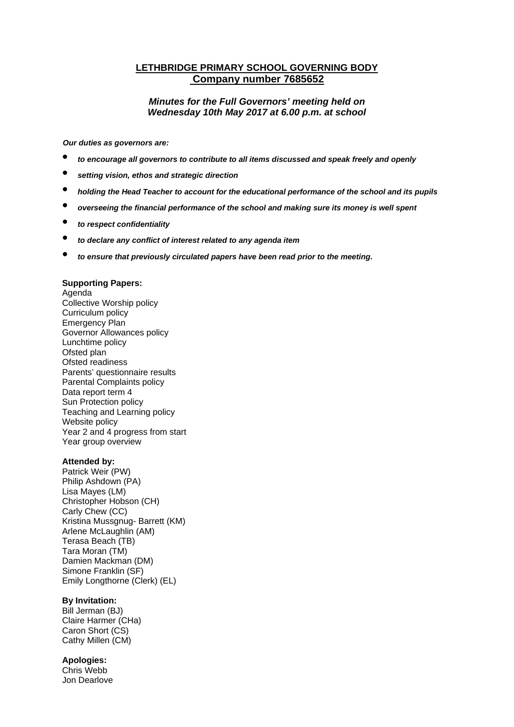# LETHBRIDGE PRIMARY SCHOOL GOVERNING BODY
## Company number 7685652

***Minutes for the Full Governors' meeting held on Wednesday 10th May 2017 at 6.00 p.m. at school***

***Our duties as governors are:***

- ***to encourage all governors to contribute to all items discussed and speak freely and openly***
- ***setting vision, ethos and strategic direction***
- ***holding the Head Teacher to account for the educational performance of the school and its pupils***
- ***overseeing the financial performance of the school and making sure its money is well spent***
- ***to respect confidentiality***
- ***to declare any conflict of interest related to any agenda item***
- ***to ensure that previously circulated papers have been read prior to the meeting.***

**Supporting Papers:**
Agenda
Collective Worship policy
Curriculum policy
Emergency Plan
Governor Allowances policy
Lunchtime policy
Ofsted plan
Ofsted readiness
Parents' questionnaire results
Parental Complaints policy
Data report term 4
Sun Protection policy
Teaching and Learning policy
Website policy
Year 2 and 4 progress from start
Year group overview

**Attended by:**
Patrick Weir (PW)
Philip Ashdown (PA)
Lisa Mayes (LM)
Christopher Hobson (CH)
Carly Chew (CC)
Kristina Mussgnug- Barrett (KM)
Arlene McLaughlin (AM)
Terasa Beach (TB)
Tara Moran (TM)
Damien Mackman (DM)
Simone Franklin (SF)
Emily Longthorne (Clerk) (EL)

**By Invitation:**
Bill Jerman (BJ)
Claire Harmer (CHa)
Caron Short (CS)
Cathy Millen (CM)

**Apologies:**
Chris Webb
Jon Dearlove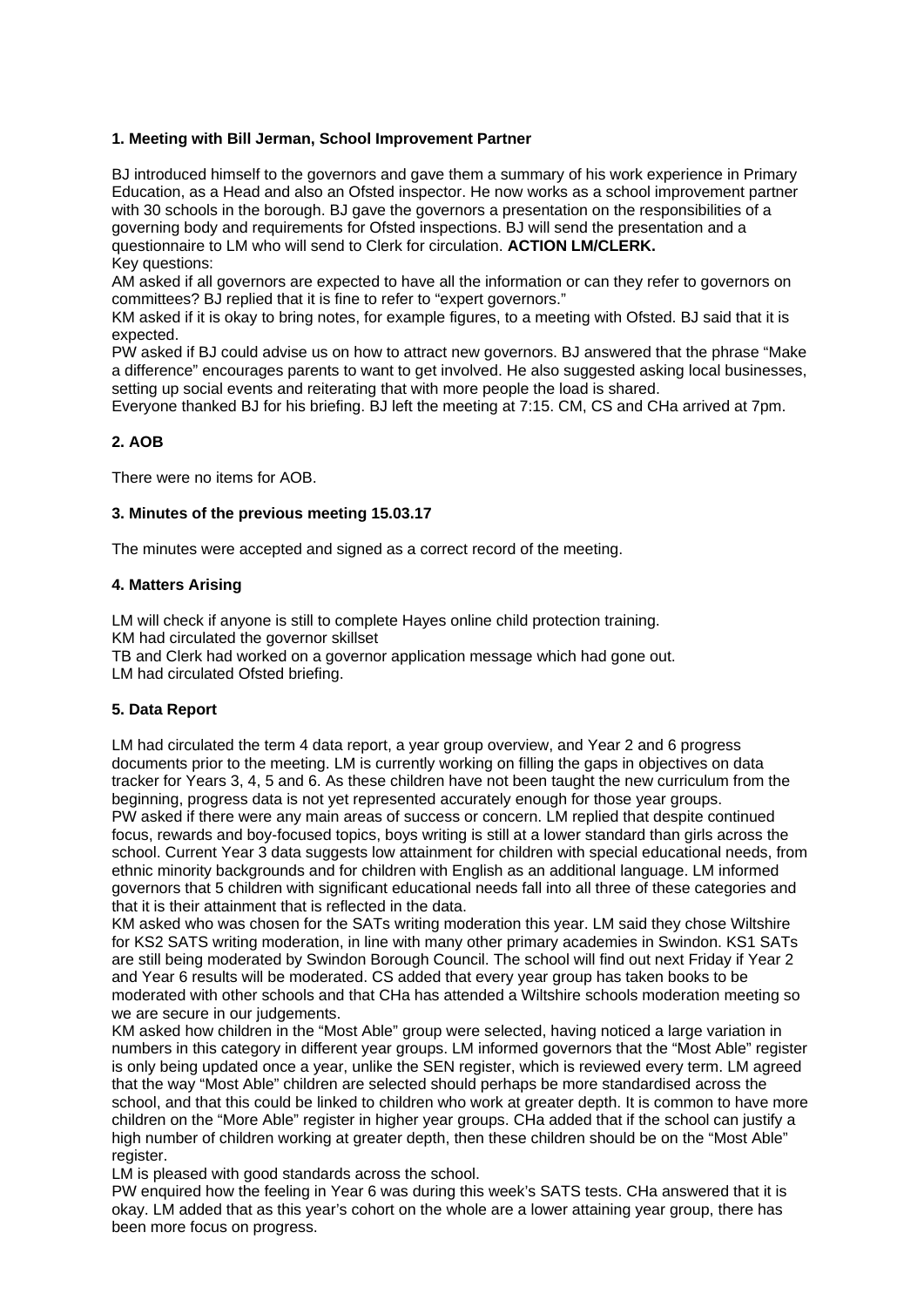**1. Meeting with Bill Jerman, School Improvement Partner**

BJ introduced himself to the governors and gave them a summary of his work experience in Primary Education, as a Head and also an Ofsted inspector. He now works as a school improvement partner with 30 schools in the borough. BJ gave the governors a presentation on the responsibilities of a governing body and requirements for Ofsted inspections. BJ will send the presentation and a questionnaire to LM who will send to Clerk for circulation. **ACTION LM/CLERK.**

Key questions:

AM asked if all governors are expected to have all the information or can they refer to governors on committees? BJ replied that it is fine to refer to "expert governors."

KM asked if it is okay to bring notes, for example figures, to a meeting with Ofsted. BJ said that it is expected.

PW asked if BJ could advise us on how to attract new governors. BJ answered that the phrase "Make a difference" encourages parents to want to get involved. He also suggested asking local businesses, setting up social events and reiterating that with more people the load is shared.

Everyone thanked BJ for his briefing. BJ left the meeting at 7:15. CM, CS and CHa arrived at 7pm.

**2. AOB**

There were no items for AOB.

**3. Minutes of the previous meeting 15.03.17**

The minutes were accepted and signed as a correct record of the meeting.

**4. Matters Arising**

LM will check if anyone is still to complete Hayes online child protection training.

KM had circulated the governor skillset

TB and Clerk had worked on a governor application message which had gone out.

LM had circulated Ofsted briefing.

**5. Data Report**

LM had circulated the term 4 data report, a year group overview, and Year 2 and 6 progress documents prior to the meeting. LM is currently working on filling the gaps in objectives on data tracker for Years 3, 4, 5 and 6. As these children have not been taught the new curriculum from the beginning, progress data is not yet represented accurately enough for those year groups.

PW asked if there were any main areas of success or concern. LM replied that despite continued focus, rewards and boy-focused topics, boys writing is still at a lower standard than girls across the school. Current Year 3 data suggests low attainment for children with special educational needs, from ethnic minority backgrounds and for children with English as an additional language. LM informed governors that 5 children with significant educational needs fall into all three of these categories and that it is their attainment that is reflected in the data.

KM asked who was chosen for the SATs writing moderation this year. LM said they chose Wiltshire for KS2 SATS writing moderation, in line with many other primary academies in Swindon. KS1 SATs are still being moderated by Swindon Borough Council. The school will find out next Friday if Year 2 and Year 6 results will be moderated. CS added that every year group has taken books to be moderated with other schools and that CHa has attended a Wiltshire schools moderation meeting so we are secure in our judgements.

KM asked how children in the "Most Able" group were selected, having noticed a large variation in numbers in this category in different year groups. LM informed governors that the "Most Able" register is only being updated once a year, unlike the SEN register, which is reviewed every term. LM agreed that the way "Most Able" children are selected should perhaps be more standardised across the school, and that this could be linked to children who work at greater depth. It is common to have more children on the "More Able" register in higher year groups. CHa added that if the school can justify a high number of children working at greater depth, then these children should be on the "Most Able" register.

LM is pleased with good standards across the school.

PW enquired how the feeling in Year 6 was during this week's SATS tests. CHa answered that it is okay. LM added that as this year's cohort on the whole are a lower attaining year group, there has been more focus on progress.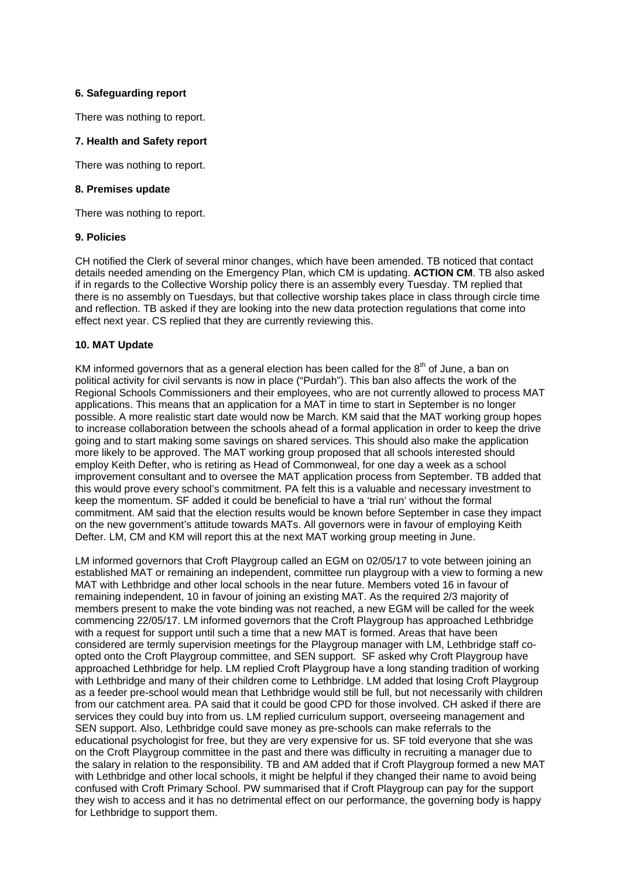**6. Safeguarding report**

There was nothing to report.

**7. Health and Safety report**

There was nothing to report.

**8. Premises update**

There was nothing to report.

**9. Policies**

CH notified the Clerk of several minor changes, which have been amended. TB noticed that contact details needed amending on the Emergency Plan, which CM is updating. **ACTION CM**. TB also asked if in regards to the Collective Worship policy there is an assembly every Tuesday. TM replied that there is no assembly on Tuesdays, but that collective worship takes place in class through circle time and reflection. TB asked if they are looking into the new data protection regulations that come into effect next year. CS replied that they are currently reviewing this.

**10. MAT Update**

KM informed governors that as a general election has been called for the 8th of June, a ban on political activity for civil servants is now in place ("Purdah"). This ban also affects the work of the Regional Schools Commissioners and their employees, who are not currently allowed to process MAT applications. This means that an application for a MAT in time to start in September is no longer possible. A more realistic start date would now be March. KM said that the MAT working group hopes to increase collaboration between the schools ahead of a formal application in order to keep the drive going and to start making some savings on shared services. This should also make the application more likely to be approved. The MAT working group proposed that all schools interested should employ Keith Defter, who is retiring as Head of Commonweal, for one day a week as a school improvement consultant and to oversee the MAT application process from September. TB added that this would prove every school's commitment. PA felt this is a valuable and necessary investment to keep the momentum. SF added it could be beneficial to have a 'trial run' without the formal commitment. AM said that the election results would be known before September in case they impact on the new government's attitude towards MATs. All governors were in favour of employing Keith Defter. LM, CM and KM will report this at the next MAT working group meeting in June.

LM informed governors that Croft Playgroup called an EGM on 02/05/17 to vote between joining an established MAT or remaining an independent, committee run playgroup with a view to forming a new MAT with Lethbridge and other local schools in the near future. Members voted 16 in favour of remaining independent, 10 in favour of joining an existing MAT. As the required 2/3 majority of members present to make the vote binding was not reached, a new EGM will be called for the week commencing 22/05/17. LM informed governors that the Croft Playgroup has approached Lethbridge with a request for support until such a time that a new MAT is formed. Areas that have been considered are termly supervision meetings for the Playgroup manager with LM, Lethbridge staff co-opted onto the Croft Playgroup committee, and SEN support. SF asked why Croft Playgroup have approached Lethbridge for help. LM replied Croft Playgroup have a long standing tradition of working with Lethbridge and many of their children come to Lethbridge. LM added that losing Croft Playgroup as a feeder pre-school would mean that Lethbridge would still be full, but not necessarily with children from our catchment area. PA said that it could be good CPD for those involved. CH asked if there are services they could buy into from us. LM replied curriculum support, overseeing management and SEN support. Also, Lethbridge could save money as pre-schools can make referrals to the educational psychologist for free, but they are very expensive for us. SF told everyone that she was on the Croft Playgroup committee in the past and there was difficulty in recruiting a manager due to the salary in relation to the responsibility. TB and AM added that if Croft Playgroup formed a new MAT with Lethbridge and other local schools, it might be helpful if they changed their name to avoid being confused with Croft Primary School. PW summarised that if Croft Playgroup can pay for the support they wish to access and it has no detrimental effect on our performance, the governing body is happy for Lethbridge to support them.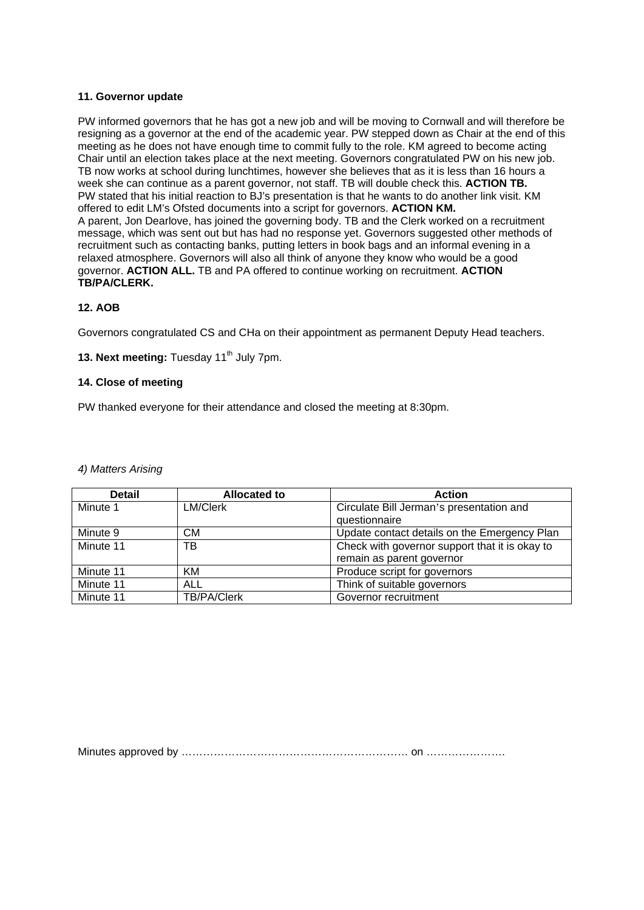### 11. Governor update

PW informed governors that he has got a new job and will be moving to Cornwall and will therefore be resigning as a governor at the end of the academic year. PW stepped down as Chair at the end of this meeting as he does not have enough time to commit fully to the role. KM agreed to become acting Chair until an election takes place at the next meeting. Governors congratulated PW on his new job. TB now works at school during lunchtimes, however she believes that as it is less than 16 hours a week she can continue as a parent governor, not staff. TB will double check this. **ACTION TB.** PW stated that his initial reaction to BJ's presentation is that he wants to do another link visit. KM offered to edit LM's Ofsted documents into a script for governors. **ACTION KM.**

A parent, Jon Dearlove, has joined the governing body. TB and the Clerk worked on a recruitment message, which was sent out but has had no response yet. Governors suggested other methods of recruitment such as contacting banks, putting letters in book bags and an informal evening in a relaxed atmosphere. Governors will also all think of anyone they know who would be a good governor. **ACTION ALL.** TB and PA offered to continue working on recruitment. **ACTION TB/PA/CLERK.**

### 12. AOB

Governors congratulated CS and CHa on their appointment as permanent Deputy Head teachers.

**13. Next meeting:** Tuesday 11th July 7pm.

### 14. Close of meeting

PW thanked everyone for their attendance and closed the meeting at 8:30pm.

*4) Matters Arising*

| Detail | Allocated to | Action |
|---|---|---|
| Minute 1 | LM/Clerk | Circulate Bill Jerman's presentation and questionnaire |
| Minute 9 | CM | Update contact details on the Emergency Plan |
| Minute 11 | TB | Check with governor support that it is okay to remain as parent governor |
| Minute 11 | KM | Produce script for governors |
| Minute 11 | ALL | Think of suitable governors |
| Minute 11 | TB/PA/Clerk | Governor recruitment |

Minutes approved by ……………………………………………………… on ………………….